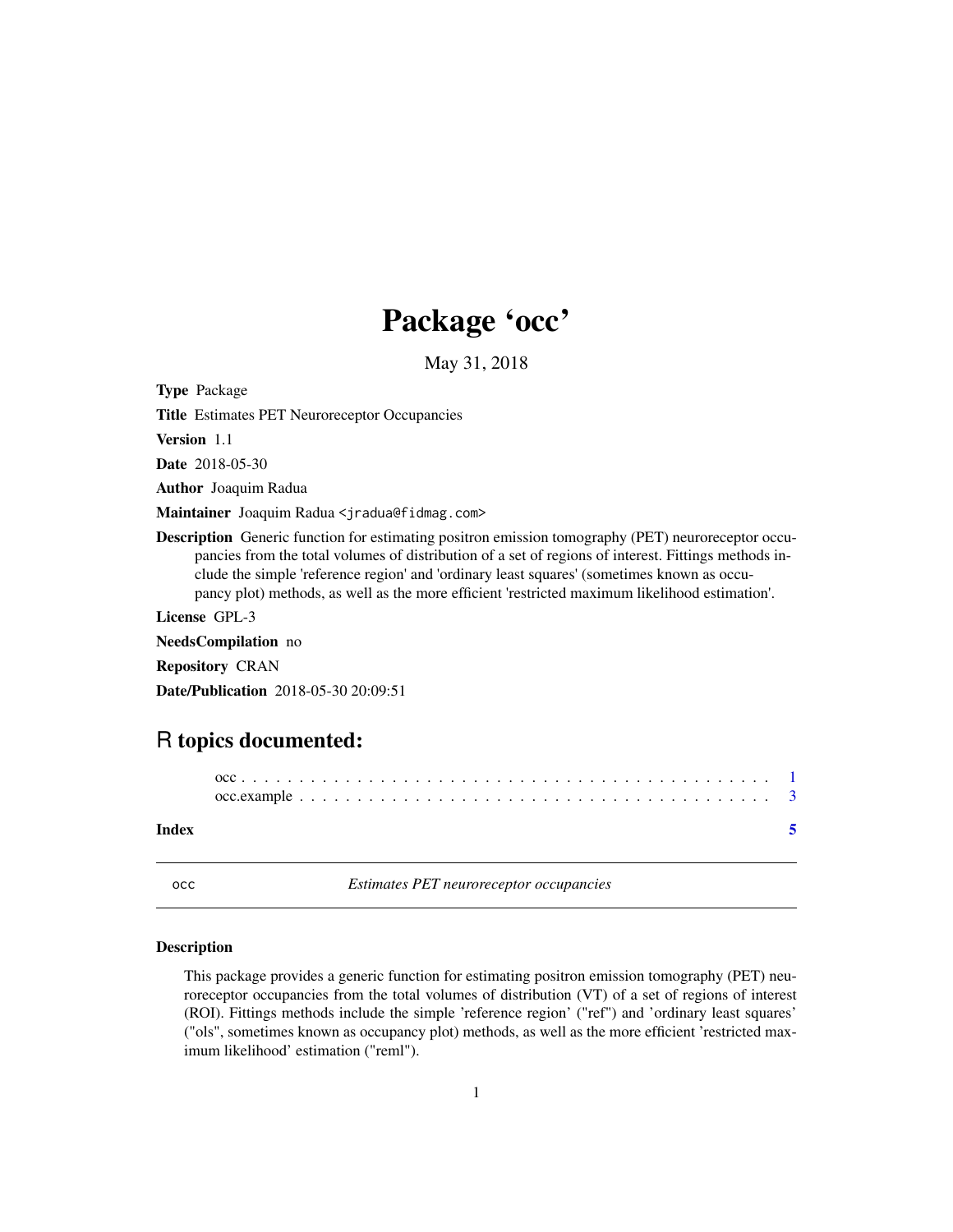# Package 'occ'

May 31, 2018

**Type** Package

**Title** Estimates PET Neuroreceptor Occupancies

**Version** 1.1

**Date** 2018-05-30

**Author** Joaquim Radua

**Maintainer** Joaquim Radua <jradua@fidmag.com>

**Description** Generic function for estimating positron emission tomography (PET) neuroreceptor occupancies from the total volumes of distribution of a set of regions of interest. Fittings methods include the simple 'reference region' and 'ordinary least squares' (sometimes known as occupancy plot) methods, as well as the more efficient 'restricted maximum likelihood estimation'.

**License** GPL-3

**NeedsCompilation** no

**Repository** CRAN

**Date/Publication** 2018-05-30 20:09:51

## R topics documented:

occ . . . . . . . . . . . . . . . . . . . . . . . . . . . . . . . . . . . . . . . . . . . . 1
occ.example . . . . . . . . . . . . . . . . . . . . . . . . . . . . . . . . . . . . . . . . 3

**Index** 5

---

occ — *Estimates PET neuroreceptor occupancies*

---

### Description

This package provides a generic function for estimating positron emission tomography (PET) neuroreceptor occupancies from the total volumes of distribution (VT) of a set of regions of interest (ROI). Fittings methods include the simple 'reference region' ("ref") and 'ordinary least squares' ("ols", sometimes known as occupancy plot) methods, as well as the more efficient 'restricted maximum likelihood' estimation ("reml").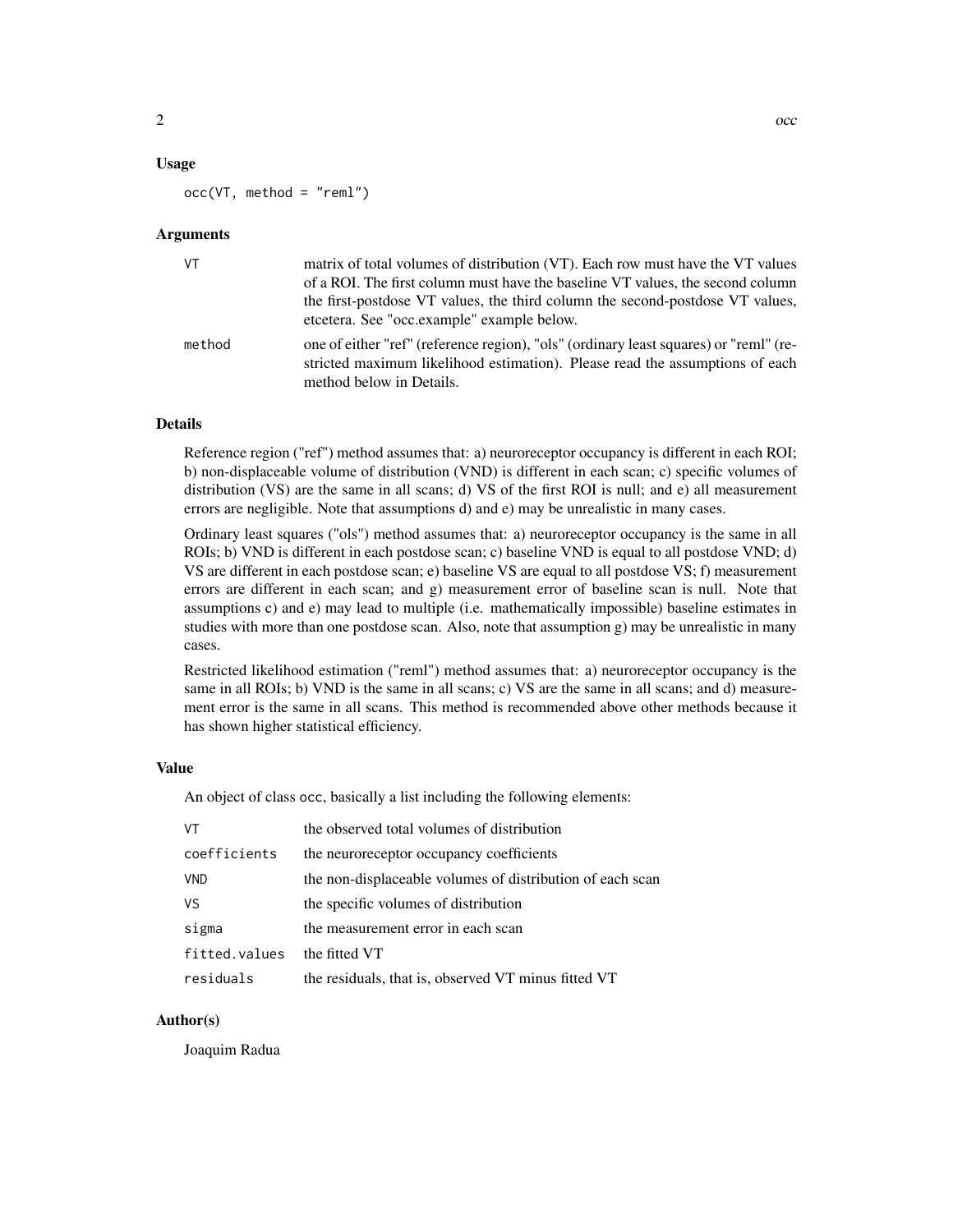### Usage

```
occ(VT, method = "reml")
```

### Arguments

| | |
|---|---|
| VT | matrix of total volumes of distribution (VT). Each row must have the VT values of a ROI. The first column must have the baseline VT values, the second column the first-postdose VT values, the third column the second-postdose VT values, etcetera. See "occ.example" example below. |
| method | one of either "ref" (reference region), "ols" (ordinary least squares) or "reml" (restricted maximum likelihood estimation). Please read the assumptions of each method below in Details. |

### Details

Reference region ("ref") method assumes that: a) neuroreceptor occupancy is different in each ROI; b) non-displaceable volume of distribution (VND) is different in each scan; c) specific volumes of distribution (VS) are the same in all scans; d) VS of the first ROI is null; and e) all measurement errors are negligible. Note that assumptions d) and e) may be unrealistic in many cases.

Ordinary least squares ("ols") method assumes that: a) neuroreceptor occupancy is the same in all ROIs; b) VND is different in each postdose scan; c) baseline VND is equal to all postdose VND; d) VS are different in each postdose scan; e) baseline VS are equal to all postdose VS; f) measurement errors are different in each scan; and g) measurement error of baseline scan is null. Note that assumptions c) and e) may lead to multiple (i.e. mathematically impossible) baseline estimates in studies with more than one postdose scan. Also, note that assumption g) may be unrealistic in many cases.

Restricted likelihood estimation ("reml") method assumes that: a) neuroreceptor occupancy is the same in all ROIs; b) VND is the same in all scans; c) VS are the same in all scans; and d) measurement error is the same in all scans. This method is recommended above other methods because it has shown higher statistical efficiency.

### Value

An object of class `occ`, basically a list including the following elements:

| | |
|---|---|
| VT | the observed total volumes of distribution |
| coefficients | the neuroreceptor occupancy coefficients |
| VND | the non-displaceable volumes of distribution of each scan |
| VS | the specific volumes of distribution |
| sigma | the measurement error in each scan |
| fitted.values | the fitted VT |
| residuals | the residuals, that is, observed VT minus fitted VT |

### Author(s)

Joaquim Radua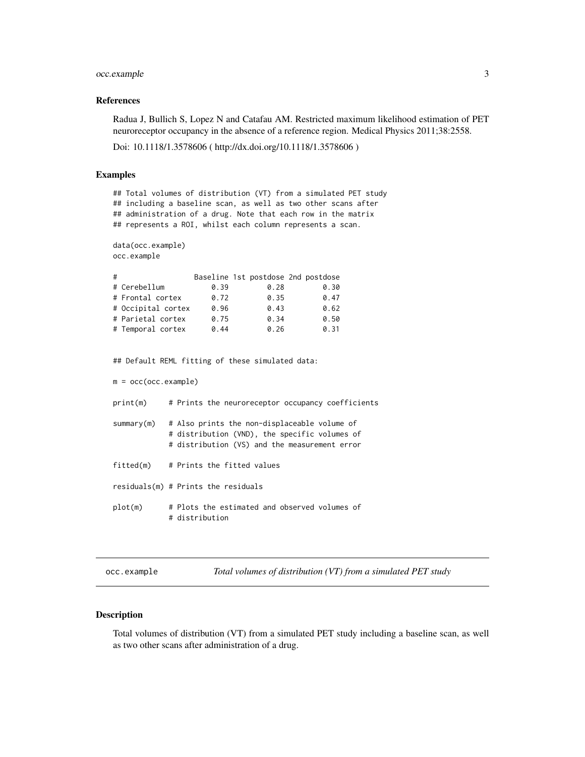### References

Radua J, Bullich S, Lopez N and Catafau AM. Restricted maximum likelihood estimation of PET neuroreceptor occupancy in the absence of a reference region. Medical Physics 2011;38:2558.

Doi: 10.1118/1.3578606 ( http://dx.doi.org/10.1118/1.3578606 )

### Examples

```
## Total volumes of distribution (VT) from a simulated PET study
## including a baseline scan, as well as two other scans after
## administration of a drug. Note that each row in the matrix
## represents a ROI, whilst each column represents a scan.

data(occ.example)
occ.example

#                   Baseline 1st postdose 2nd postdose
# Cerebellum            0.39         0.28         0.30
# Frontal cortex        0.72         0.35         0.47
# Occipital cortex      0.96         0.43         0.62
# Parietal cortex       0.75         0.34         0.50
# Temporal cortex       0.44         0.26         0.31


## Default REML fitting of these simulated data:

m = occ(occ.example)

print(m)     # Prints the neuroreceptor occupancy coefficients

summary(m)   # Also prints the non-displaceable volume of
             # distribution (VND), the specific volumes of
             # distribution (VS) and the measurement error

fitted(m)    # Prints the fitted values

residuals(m) # Prints the residuals

plot(m)      # Plots the estimated and observed volumes of
             # distribution
```

---

## occ.example — *Total volumes of distribution (VT) from a simulated PET study*

### Description

Total volumes of distribution (VT) from a simulated PET study including a baseline scan, as well as two other scans after administration of a drug.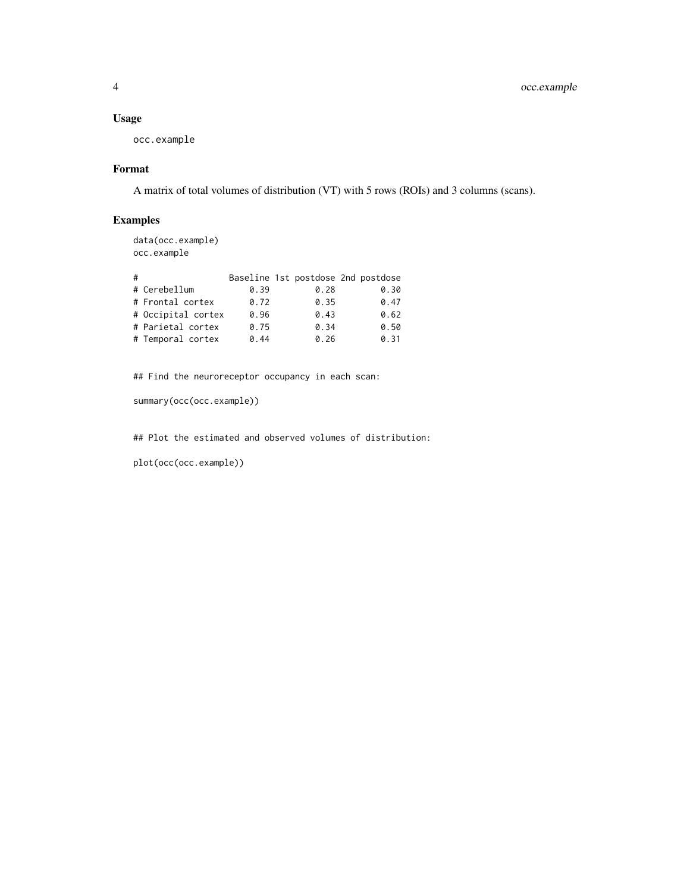## Usage

```
occ.example
```

## Format

A matrix of total volumes of distribution (VT) with 5 rows (ROIs) and 3 columns (scans).

## Examples

```
data(occ.example)
occ.example

#                  Baseline 1st postdose 2nd postdose
# Cerebellum           0.39         0.28         0.30
# Frontal cortex       0.72         0.35         0.47
# Occipital cortex     0.96         0.43         0.62
# Parietal cortex      0.75         0.34         0.50
# Temporal cortex      0.44         0.26         0.31


## Find the neuroreceptor occupancy in each scan:

summary(occ(occ.example))


## Plot the estimated and observed volumes of distribution:

plot(occ(occ.example))
```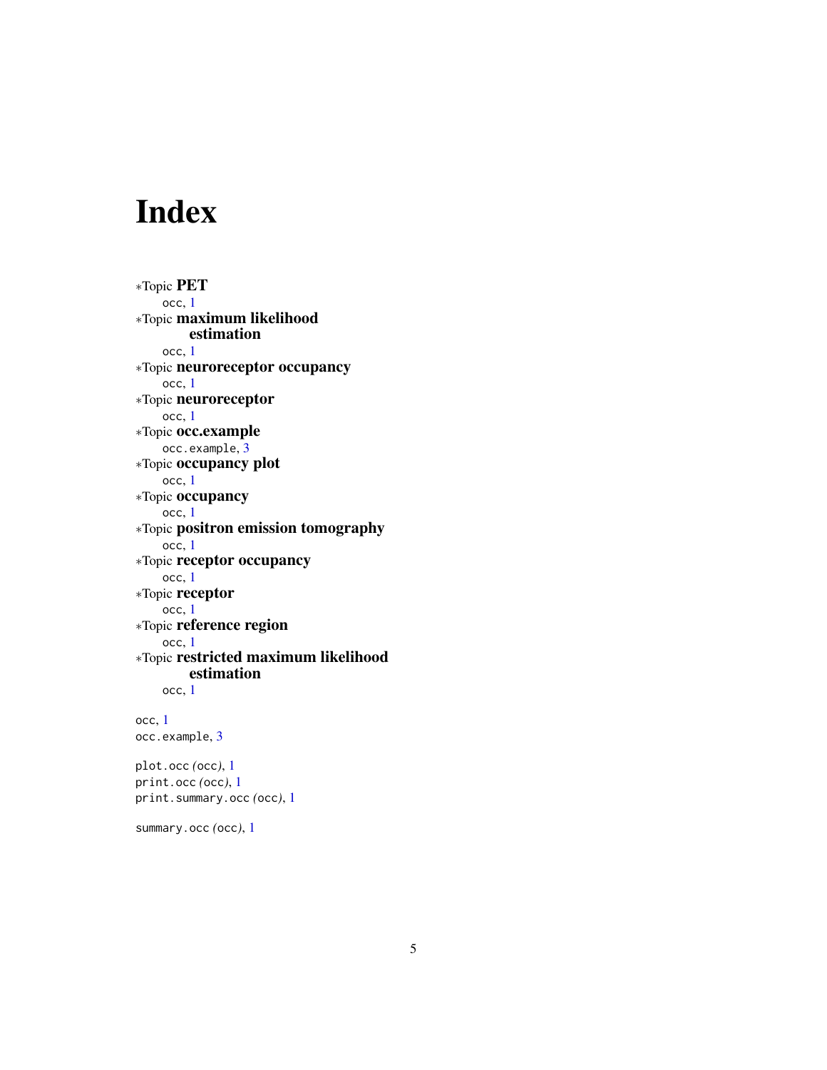# Index

*Topic **PET**
  occ, 1

*Topic **maximum likelihood estimation**
  occ, 1

*Topic **neuroreceptor occupancy**
  occ, 1

*Topic **neuroreceptor**
  occ, 1

*Topic **occ.example**
  occ.example, 3

*Topic **occupancy plot**
  occ, 1

*Topic **occupancy**
  occ, 1

*Topic **positron emission tomography**
  occ, 1

*Topic **receptor occupancy**
  occ, 1

*Topic **receptor**
  occ, 1

*Topic **reference region**
  occ, 1

*Topic **restricted maximum likelihood estimation**
  occ, 1

occ, 1
occ.example, 3

plot.occ *(occ)*, 1
print.occ *(occ)*, 1
print.summary.occ *(occ)*, 1

summary.occ *(occ)*, 1